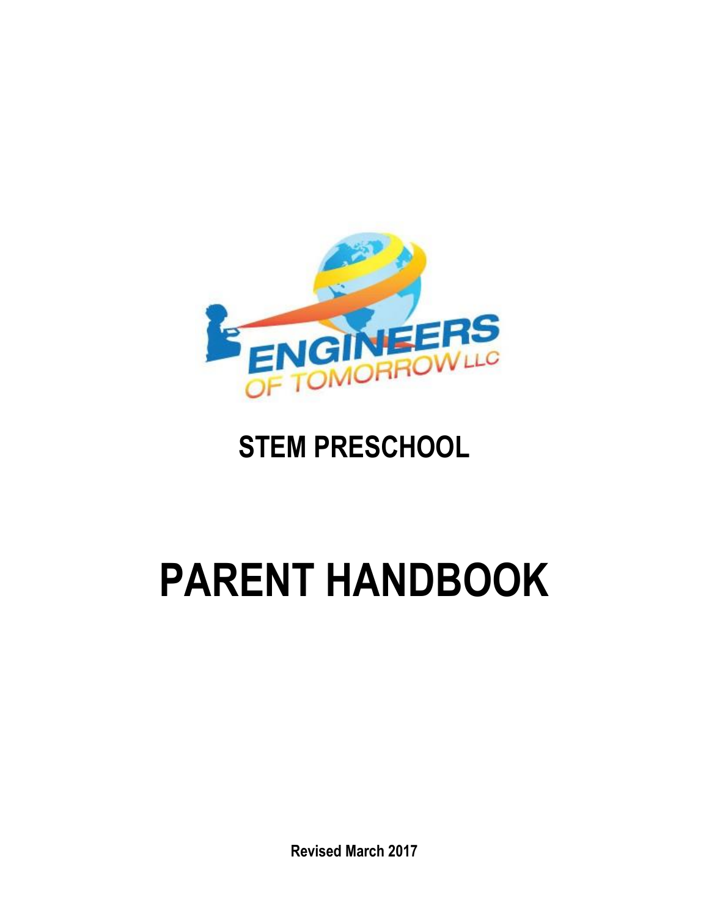ENGINEERS OF TOMORROW LLC

## STEM PRESCHOOL

# PARENT HANDBOOK

**Revised March 2017**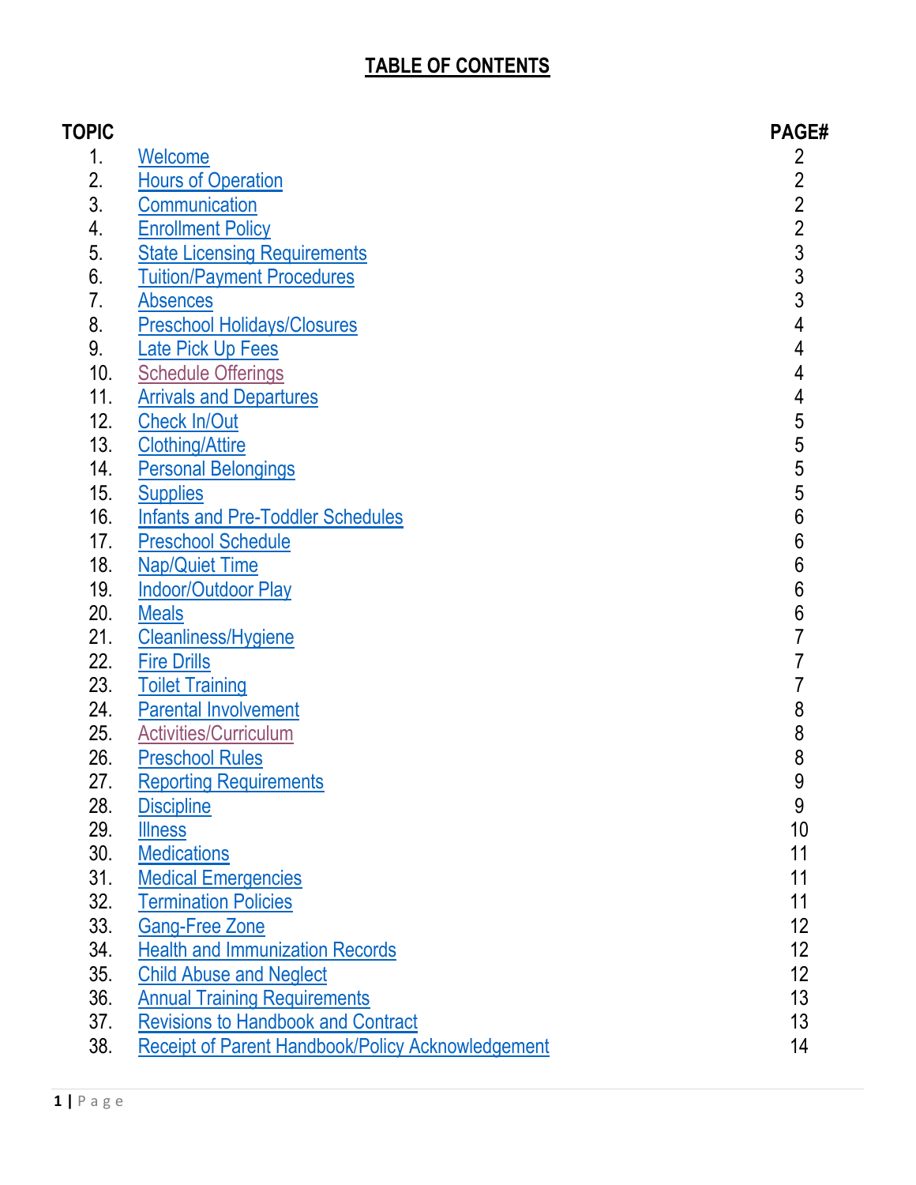# TABLE OF CONTENTS

| TOPIC | | PAGE# |
|---|---|---|
| 1. | Welcome | 2 |
| 2. | Hours of Operation | 2 |
| 3. | Communication | 2 |
| 4. | Enrollment Policy | 2 |
| 5. | State Licensing Requirements | 3 |
| 6. | Tuition/Payment Procedures | 3 |
| 7. | Absences | 3 |
| 8. | Preschool Holidays/Closures | 4 |
| 9. | Late Pick Up Fees | 4 |
| 10. | Schedule Offerings | 4 |
| 11. | Arrivals and Departures | 4 |
| 12. | Check In/Out | 5 |
| 13. | Clothing/Attire | 5 |
| 14. | Personal Belongings | 5 |
| 15. | Supplies | 5 |
| 16. | Infants and Pre-Toddler Schedules | 6 |
| 17. | Preschool Schedule | 6 |
| 18. | Nap/Quiet Time | 6 |
| 19. | Indoor/Outdoor Play | 6 |
| 20. | Meals | 6 |
| 21. | Cleanliness/Hygiene | 7 |
| 22. | Fire Drills | 7 |
| 23. | Toilet Training | 7 |
| 24. | Parental Involvement | 8 |
| 25. | Activities/Curriculum | 8 |
| 26. | Preschool Rules | 8 |
| 27. | Reporting Requirements | 9 |
| 28. | Discipline | 9 |
| 29. | Illness | 10 |
| 30. | Medications | 11 |
| 31. | Medical Emergencies | 11 |
| 32. | Termination Policies | 11 |
| 33. | Gang-Free Zone | 12 |
| 34. | Health and Immunization Records | 12 |
| 35. | Child Abuse and Neglect | 12 |
| 36. | Annual Training Requirements | 13 |
| 37. | Revisions to Handbook and Contract | 13 |
| 38. | Receipt of Parent Handbook/Policy Acknowledgement | 14 |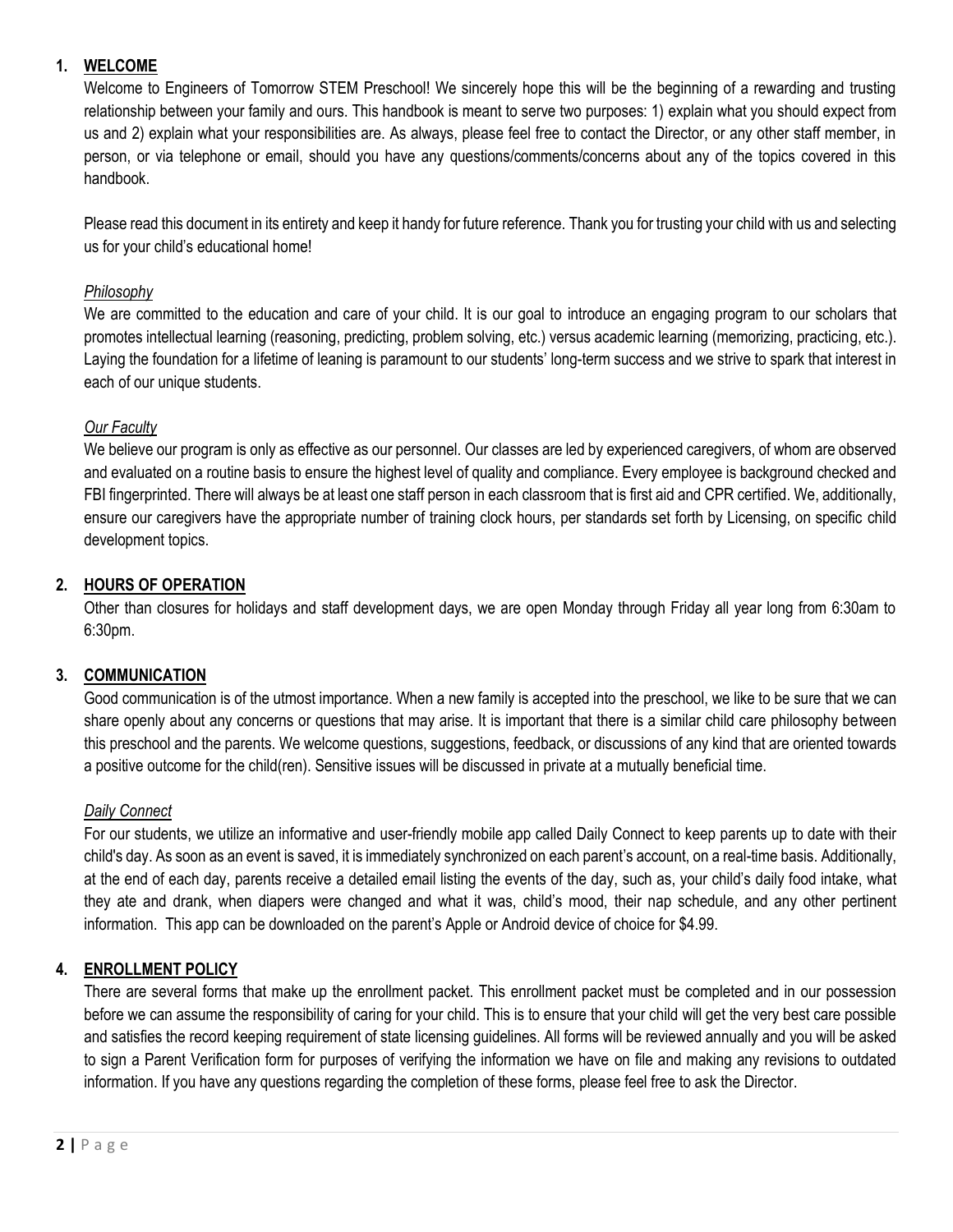## 1. WELCOME

Welcome to Engineers of Tomorrow STEM Preschool! We sincerely hope this will be the beginning of a rewarding and trusting relationship between your family and ours. This handbook is meant to serve two purposes: 1) explain what you should expect from us and 2) explain what your responsibilities are. As always, please feel free to contact the Director, or any other staff member, in person, or via telephone or email, should you have any questions/comments/concerns about any of the topics covered in this handbook.

Please read this document in its entirety and keep it handy for future reference. Thank you for trusting your child with us and selecting us for your child's educational home!

### *Philosophy*

We are committed to the education and care of your child. It is our goal to introduce an engaging program to our scholars that promotes intellectual learning (reasoning, predicting, problem solving, etc.) versus academic learning (memorizing, practicing, etc.). Laying the foundation for a lifetime of leaning is paramount to our students' long-term success and we strive to spark that interest in each of our unique students.

### *Our Faculty*

We believe our program is only as effective as our personnel. Our classes are led by experienced caregivers, of whom are observed and evaluated on a routine basis to ensure the highest level of quality and compliance. Every employee is background checked and FBI fingerprinted. There will always be at least one staff person in each classroom that is first aid and CPR certified. We, additionally, ensure our caregivers have the appropriate number of training clock hours, per standards set forth by Licensing, on specific child development topics.

## 2. HOURS OF OPERATION

Other than closures for holidays and staff development days, we are open Monday through Friday all year long from 6:30am to 6:30pm.

## 3. COMMUNICATION

Good communication is of the utmost importance. When a new family is accepted into the preschool, we like to be sure that we can share openly about any concerns or questions that may arise. It is important that there is a similar child care philosophy between this preschool and the parents. We welcome questions, suggestions, feedback, or discussions of any kind that are oriented towards a positive outcome for the child(ren). Sensitive issues will be discussed in private at a mutually beneficial time.

### *Daily Connect*

For our students, we utilize an informative and user-friendly mobile app called Daily Connect to keep parents up to date with their child's day. As soon as an event is saved, it is immediately synchronized on each parent's account, on a real-time basis. Additionally, at the end of each day, parents receive a detailed email listing the events of the day, such as, your child's daily food intake, what they ate and drank, when diapers were changed and what it was, child's mood, their nap schedule, and any other pertinent information. This app can be downloaded on the parent's Apple or Android device of choice for $4.99.

## 4. ENROLLMENT POLICY

There are several forms that make up the enrollment packet. This enrollment packet must be completed and in our possession before we can assume the responsibility of caring for your child. This is to ensure that your child will get the very best care possible and satisfies the record keeping requirement of state licensing guidelines. All forms will be reviewed annually and you will be asked to sign a Parent Verification form for purposes of verifying the information we have on file and making any revisions to outdated information. If you have any questions regarding the completion of these forms, please feel free to ask the Director.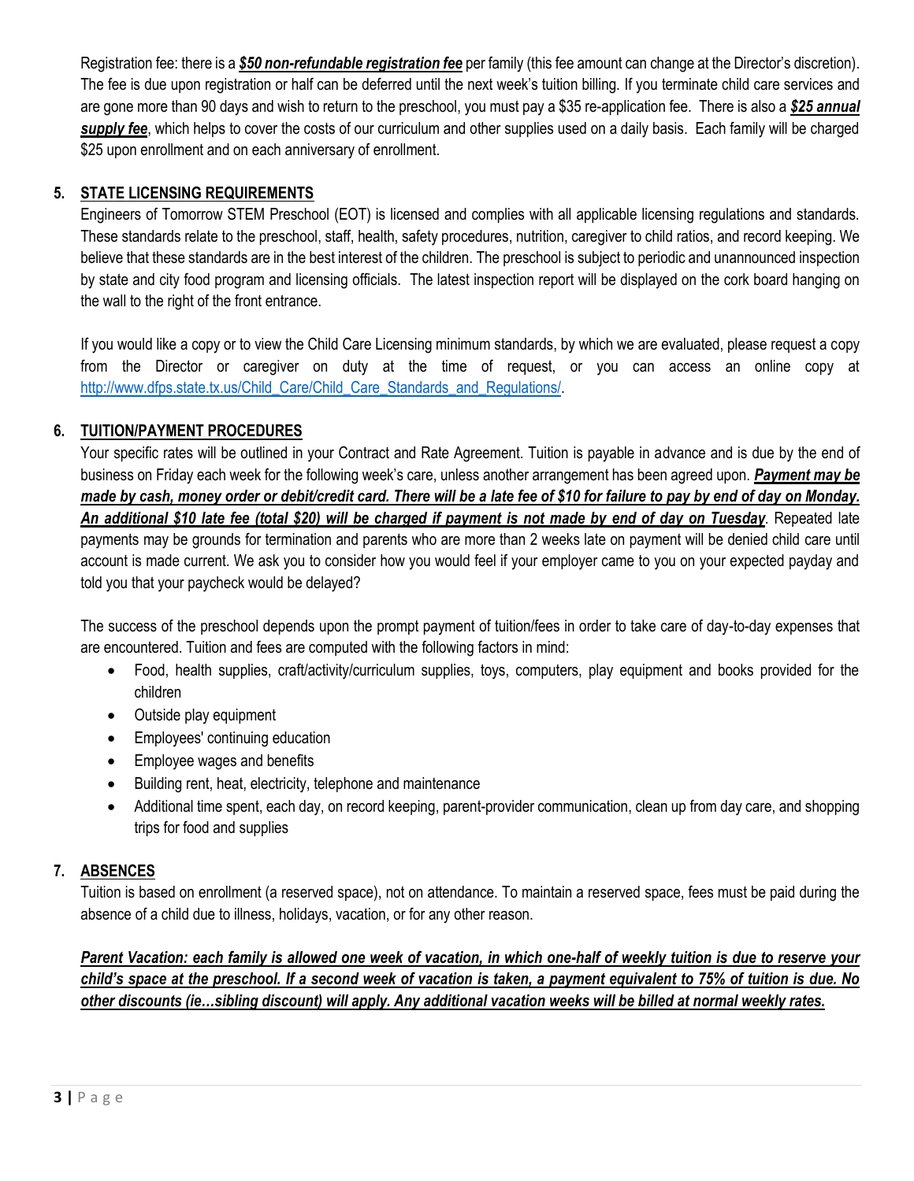Registration fee: there is a ***$50 non-refundable registration fee*** per family (this fee amount can change at the Director's discretion). The fee is due upon registration or half can be deferred until the next week's tuition billing. If you terminate child care services and are gone more than 90 days and wish to return to the preschool, you must pay a $35 re-application fee. There is also a ***$25 annual supply fee***, which helps to cover the costs of our curriculum and other supplies used on a daily basis. Each family will be charged $25 upon enrollment and on each anniversary of enrollment.

## 5. STATE LICENSING REQUIREMENTS

Engineers of Tomorrow STEM Preschool (EOT) is licensed and complies with all applicable licensing regulations and standards. These standards relate to the preschool, staff, health, safety procedures, nutrition, caregiver to child ratios, and record keeping. We believe that these standards are in the best interest of the children. The preschool is subject to periodic and unannounced inspection by state and city food program and licensing officials. The latest inspection report will be displayed on the cork board hanging on the wall to the right of the front entrance.

If you would like a copy or to view the Child Care Licensing minimum standards, by which we are evaluated, please request a copy from the Director or caregiver on duty at the time of request, or you can access an online copy at http://www.dfps.state.tx.us/Child_Care/Child_Care_Standards_and_Regulations/.

## 6. TUITION/PAYMENT PROCEDURES

Your specific rates will be outlined in your Contract and Rate Agreement. Tuition is payable in advance and is due by the end of business on Friday each week for the following week's care, unless another arrangement has been agreed upon. ***Payment may be made by cash, money order or debit/credit card. There will be a late fee of $10 for failure to pay by end of day on Monday. An additional $10 late fee (total $20) will be charged if payment is not made by end of day on Tuesday***. Repeated late payments may be grounds for termination and parents who are more than 2 weeks late on payment will be denied child care until account is made current. We ask you to consider how you would feel if your employer came to you on your expected payday and told you that your paycheck would be delayed?

The success of the preschool depends upon the prompt payment of tuition/fees in order to take care of day-to-day expenses that are encountered. Tuition and fees are computed with the following factors in mind:

- Food, health supplies, craft/activity/curriculum supplies, toys, computers, play equipment and books provided for the children
- Outside play equipment
- Employees' continuing education
- Employee wages and benefits
- Building rent, heat, electricity, telephone and maintenance
- Additional time spent, each day, on record keeping, parent-provider communication, clean up from day care, and shopping trips for food and supplies

## 7. ABSENCES

Tuition is based on enrollment (a reserved space), not on attendance. To maintain a reserved space, fees must be paid during the absence of a child due to illness, holidays, vacation, or for any other reason.

***Parent Vacation: each family is allowed one week of vacation, in which one-half of weekly tuition is due to reserve your child's space at the preschool. If a second week of vacation is taken, a payment equivalent to 75% of tuition is due. No other discounts (ie…sibling discount) will apply. Any additional vacation weeks will be billed at normal weekly rates.***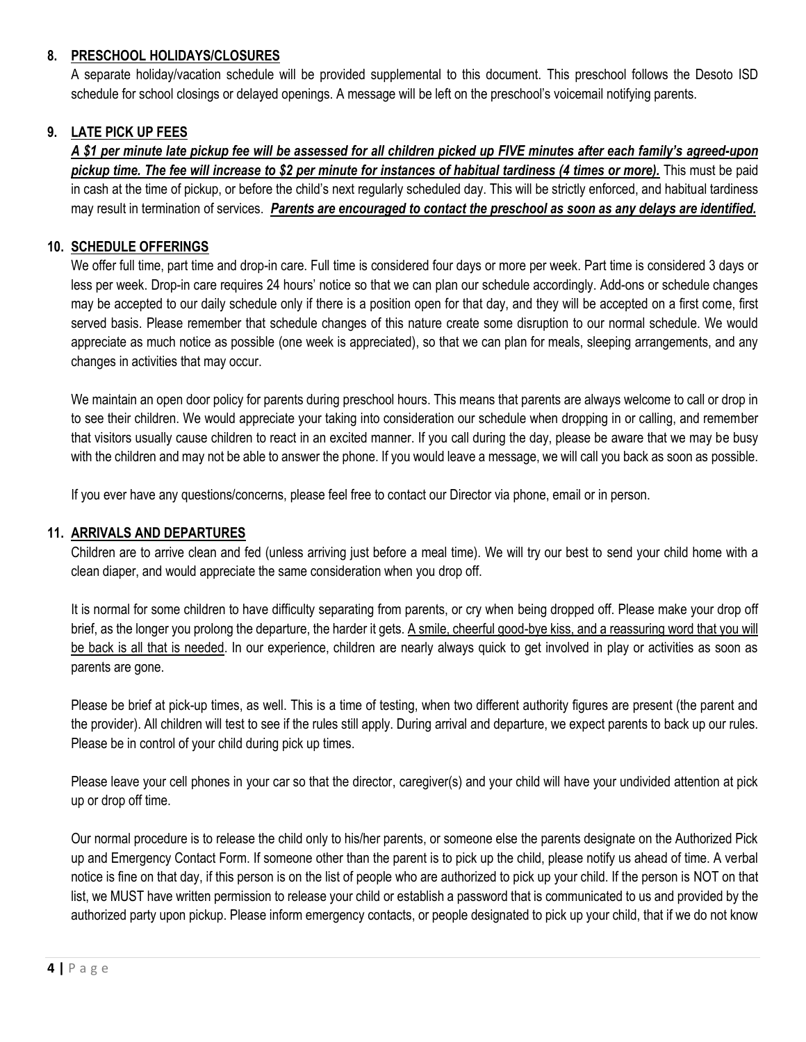## 8. PRESCHOOL HOLIDAYS/CLOSURES

A separate holiday/vacation schedule will be provided supplemental to this document. This preschool follows the Desoto ISD schedule for school closings or delayed openings. A message will be left on the preschool's voicemail notifying parents.

## 9. LATE PICK UP FEES

***A $1 per minute late pickup fee will be assessed for all children picked up FIVE minutes after each family's agreed-upon pickup time. The fee will increase to $2 per minute for instances of habitual tardiness (4 times or more).*** This must be paid in cash at the time of pickup, or before the child's next regularly scheduled day. This will be strictly enforced, and habitual tardiness may result in termination of services. ***Parents are encouraged to contact the preschool as soon as any delays are identified.***

## 10. SCHEDULE OFFERINGS

We offer full time, part time and drop-in care. Full time is considered four days or more per week. Part time is considered 3 days or less per week. Drop-in care requires 24 hours' notice so that we can plan our schedule accordingly. Add-ons or schedule changes may be accepted to our daily schedule only if there is a position open for that day, and they will be accepted on a first come, first served basis. Please remember that schedule changes of this nature create some disruption to our normal schedule. We would appreciate as much notice as possible (one week is appreciated), so that we can plan for meals, sleeping arrangements, and any changes in activities that may occur.

We maintain an open door policy for parents during preschool hours. This means that parents are always welcome to call or drop in to see their children. We would appreciate your taking into consideration our schedule when dropping in or calling, and remember that visitors usually cause children to react in an excited manner. If you call during the day, please be aware that we may be busy with the children and may not be able to answer the phone. If you would leave a message, we will call you back as soon as possible.

If you ever have any questions/concerns, please feel free to contact our Director via phone, email or in person.

## 11. ARRIVALS AND DEPARTURES

Children are to arrive clean and fed (unless arriving just before a meal time). We will try our best to send your child home with a clean diaper, and would appreciate the same consideration when you drop off.

It is normal for some children to have difficulty separating from parents, or cry when being dropped off. Please make your drop off brief, as the longer you prolong the departure, the harder it gets. A smile, cheerful good-bye kiss, and a reassuring word that you will be back is all that is needed. In our experience, children are nearly always quick to get involved in play or activities as soon as parents are gone.

Please be brief at pick-up times, as well. This is a time of testing, when two different authority figures are present (the parent and the provider). All children will test to see if the rules still apply. During arrival and departure, we expect parents to back up our rules. Please be in control of your child during pick up times.

Please leave your cell phones in your car so that the director, caregiver(s) and your child will have your undivided attention at pick up or drop off time.

Our normal procedure is to release the child only to his/her parents, or someone else the parents designate on the Authorized Pick up and Emergency Contact Form. If someone other than the parent is to pick up the child, please notify us ahead of time. A verbal notice is fine on that day, if this person is on the list of people who are authorized to pick up your child. If the person is NOT on that list, we MUST have written permission to release your child or establish a password that is communicated to us and provided by the authorized party upon pickup. Please inform emergency contacts, or people designated to pick up your child, that if we do not know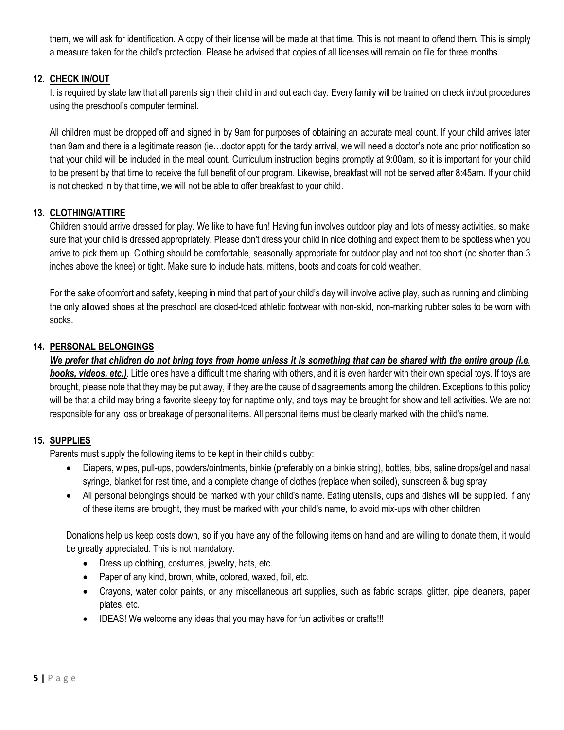them, we will ask for identification. A copy of their license will be made at that time. This is not meant to offend them. This is simply a measure taken for the child's protection. Please be advised that copies of all licenses will remain on file for three months.

## 12. CHECK IN/OUT

It is required by state law that all parents sign their child in and out each day. Every family will be trained on check in/out procedures using the preschool's computer terminal.

All children must be dropped off and signed in by 9am for purposes of obtaining an accurate meal count. If your child arrives later than 9am and there is a legitimate reason (ie…doctor appt) for the tardy arrival, we will need a doctor's note and prior notification so that your child will be included in the meal count. Curriculum instruction begins promptly at 9:00am, so it is important for your child to be present by that time to receive the full benefit of our program. Likewise, breakfast will not be served after 8:45am. If your child is not checked in by that time, we will not be able to offer breakfast to your child.

## 13. CLOTHING/ATTIRE

Children should arrive dressed for play. We like to have fun! Having fun involves outdoor play and lots of messy activities, so make sure that your child is dressed appropriately. Please don't dress your child in nice clothing and expect them to be spotless when you arrive to pick them up. Clothing should be comfortable, seasonally appropriate for outdoor play and not too short (no shorter than 3 inches above the knee) or tight. Make sure to include hats, mittens, boots and coats for cold weather.

For the sake of comfort and safety, keeping in mind that part of your child's day will involve active play, such as running and climbing, the only allowed shoes at the preschool are closed-toed athletic footwear with non-skid, non-marking rubber soles to be worn with socks.

## 14. PERSONAL BELONGINGS

***We prefer that children do not bring toys from home unless it is something that can be shared with the entire group (i.e. books, videos, etc.)***. Little ones have a difficult time sharing with others, and it is even harder with their own special toys. If toys are brought, please note that they may be put away, if they are the cause of disagreements among the children. Exceptions to this policy will be that a child may bring a favorite sleepy toy for naptime only, and toys may be brought for show and tell activities. We are not responsible for any loss or breakage of personal items. All personal items must be clearly marked with the child's name.

## 15. SUPPLIES

Parents must supply the following items to be kept in their child's cubby:

- Diapers, wipes, pull-ups, powders/ointments, binkie (preferably on a binkie string), bottles, bibs, saline drops/gel and nasal syringe, blanket for rest time, and a complete change of clothes (replace when soiled), sunscreen & bug spray
- All personal belongings should be marked with your child's name. Eating utensils, cups and dishes will be supplied. If any of these items are brought, they must be marked with your child's name, to avoid mix-ups with other children

Donations help us keep costs down, so if you have any of the following items on hand and are willing to donate them, it would be greatly appreciated. This is not mandatory.

- Dress up clothing, costumes, jewelry, hats, etc.
- Paper of any kind, brown, white, colored, waxed, foil, etc.
- Crayons, water color paints, or any miscellaneous art supplies, such as fabric scraps, glitter, pipe cleaners, paper plates, etc.
- IDEAS! We welcome any ideas that you may have for fun activities or crafts!!!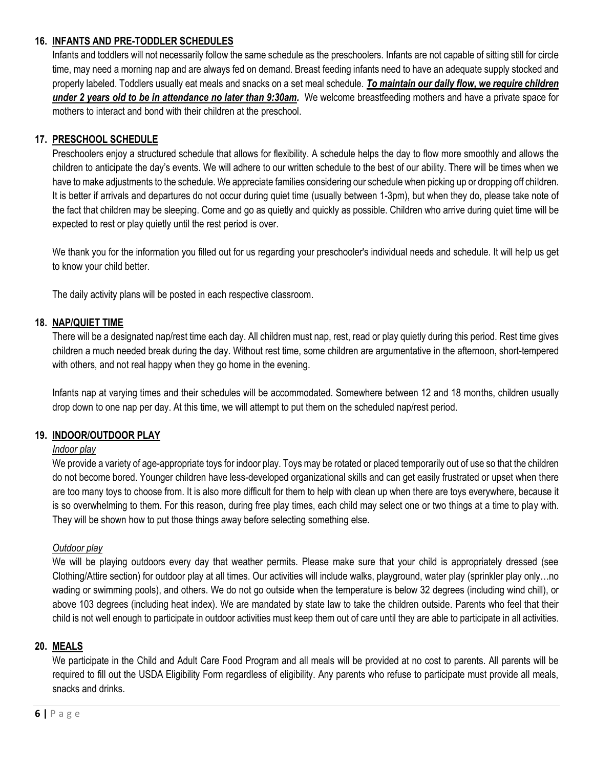## 16. INFANTS AND PRE-TODDLER SCHEDULES

Infants and toddlers will not necessarily follow the same schedule as the preschoolers. Infants are not capable of sitting still for circle time, may need a morning nap and are always fed on demand. Breast feeding infants need to have an adequate supply stocked and properly labeled. Toddlers usually eat meals and snacks on a set meal schedule. ***To maintain our daily flow, we require children under 2 years old to be in attendance no later than 9:30am.*** We welcome breastfeeding mothers and have a private space for mothers to interact and bond with their children at the preschool.

## 17. PRESCHOOL SCHEDULE

Preschoolers enjoy a structured schedule that allows for flexibility. A schedule helps the day to flow more smoothly and allows the children to anticipate the day's events. We will adhere to our written schedule to the best of our ability. There will be times when we have to make adjustments to the schedule. We appreciate families considering our schedule when picking up or dropping off children. It is better if arrivals and departures do not occur during quiet time (usually between 1-3pm), but when they do, please take note of the fact that children may be sleeping. Come and go as quietly and quickly as possible. Children who arrive during quiet time will be expected to rest or play quietly until the rest period is over.

We thank you for the information you filled out for us regarding your preschooler's individual needs and schedule. It will help us get to know your child better.

The daily activity plans will be posted in each respective classroom.

## 18. NAP/QUIET TIME

There will be a designated nap/rest time each day. All children must nap, rest, read or play quietly during this period. Rest time gives children a much needed break during the day. Without rest time, some children are argumentative in the afternoon, short-tempered with others, and not real happy when they go home in the evening.

Infants nap at varying times and their schedules will be accommodated. Somewhere between 12 and 18 months, children usually drop down to one nap per day. At this time, we will attempt to put them on the scheduled nap/rest period.

## 19. INDOOR/OUTDOOR PLAY

*Indoor play*

We provide a variety of age-appropriate toys for indoor play. Toys may be rotated or placed temporarily out of use so that the children do not become bored. Younger children have less-developed organizational skills and can get easily frustrated or upset when there are too many toys to choose from. It is also more difficult for them to help with clean up when there are toys everywhere, because it is so overwhelming to them. For this reason, during free play times, each child may select one or two things at a time to play with. They will be shown how to put those things away before selecting something else.

*Outdoor play*

We will be playing outdoors every day that weather permits. Please make sure that your child is appropriately dressed (see Clothing/Attire section) for outdoor play at all times. Our activities will include walks, playground, water play (sprinkler play only…no wading or swimming pools), and others. We do not go outside when the temperature is below 32 degrees (including wind chill), or above 103 degrees (including heat index). We are mandated by state law to take the children outside. Parents who feel that their child is not well enough to participate in outdoor activities must keep them out of care until they are able to participate in all activities.

## 20. MEALS

We participate in the Child and Adult Care Food Program and all meals will be provided at no cost to parents. All parents will be required to fill out the USDA Eligibility Form regardless of eligibility. Any parents who refuse to participate must provide all meals, snacks and drinks.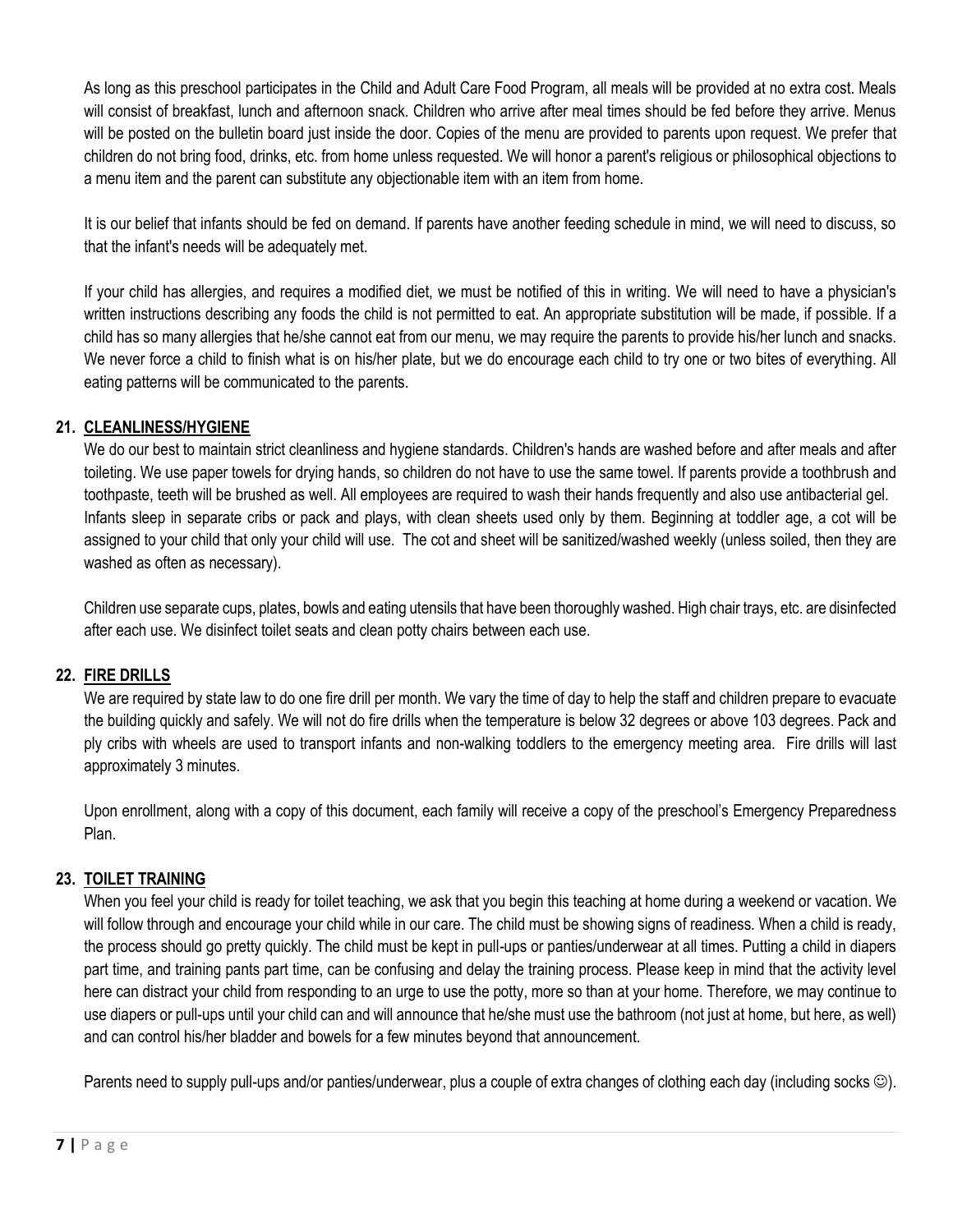As long as this preschool participates in the Child and Adult Care Food Program, all meals will be provided at no extra cost. Meals will consist of breakfast, lunch and afternoon snack. Children who arrive after meal times should be fed before they arrive. Menus will be posted on the bulletin board just inside the door. Copies of the menu are provided to parents upon request. We prefer that children do not bring food, drinks, etc. from home unless requested. We will honor a parent's religious or philosophical objections to a menu item and the parent can substitute any objectionable item with an item from home.

It is our belief that infants should be fed on demand. If parents have another feeding schedule in mind, we will need to discuss, so that the infant's needs will be adequately met.

If your child has allergies, and requires a modified diet, we must be notified of this in writing. We will need to have a physician's written instructions describing any foods the child is not permitted to eat. An appropriate substitution will be made, if possible. If a child has so many allergies that he/she cannot eat from our menu, we may require the parents to provide his/her lunch and snacks. We never force a child to finish what is on his/her plate, but we do encourage each child to try one or two bites of everything. All eating patterns will be communicated to the parents.

## 21. CLEANLINESS/HYGIENE

We do our best to maintain strict cleanliness and hygiene standards. Children's hands are washed before and after meals and after toileting. We use paper towels for drying hands, so children do not have to use the same towel. If parents provide a toothbrush and toothpaste, teeth will be brushed as well. All employees are required to wash their hands frequently and also use antibacterial gel. Infants sleep in separate cribs or pack and plays, with clean sheets used only by them. Beginning at toddler age, a cot will be assigned to your child that only your child will use. The cot and sheet will be sanitized/washed weekly (unless soiled, then they are washed as often as necessary).

Children use separate cups, plates, bowls and eating utensils that have been thoroughly washed. High chair trays, etc. are disinfected after each use. We disinfect toilet seats and clean potty chairs between each use.

## 22. FIRE DRILLS

We are required by state law to do one fire drill per month. We vary the time of day to help the staff and children prepare to evacuate the building quickly and safely. We will not do fire drills when the temperature is below 32 degrees or above 103 degrees. Pack and ply cribs with wheels are used to transport infants and non-walking toddlers to the emergency meeting area. Fire drills will last approximately 3 minutes.

Upon enrollment, along with a copy of this document, each family will receive a copy of the preschool's Emergency Preparedness Plan.

## 23. TOILET TRAINING

When you feel your child is ready for toilet teaching, we ask that you begin this teaching at home during a weekend or vacation. We will follow through and encourage your child while in our care. The child must be showing signs of readiness. When a child is ready, the process should go pretty quickly. The child must be kept in pull-ups or panties/underwear at all times. Putting a child in diapers part time, and training pants part time, can be confusing and delay the training process. Please keep in mind that the activity level here can distract your child from responding to an urge to use the potty, more so than at your home. Therefore, we may continue to use diapers or pull-ups until your child can and will announce that he/she must use the bathroom (not just at home, but here, as well) and can control his/her bladder and bowels for a few minutes beyond that announcement.

Parents need to supply pull-ups and/or panties/underwear, plus a couple of extra changes of clothing each day (including socks ☺).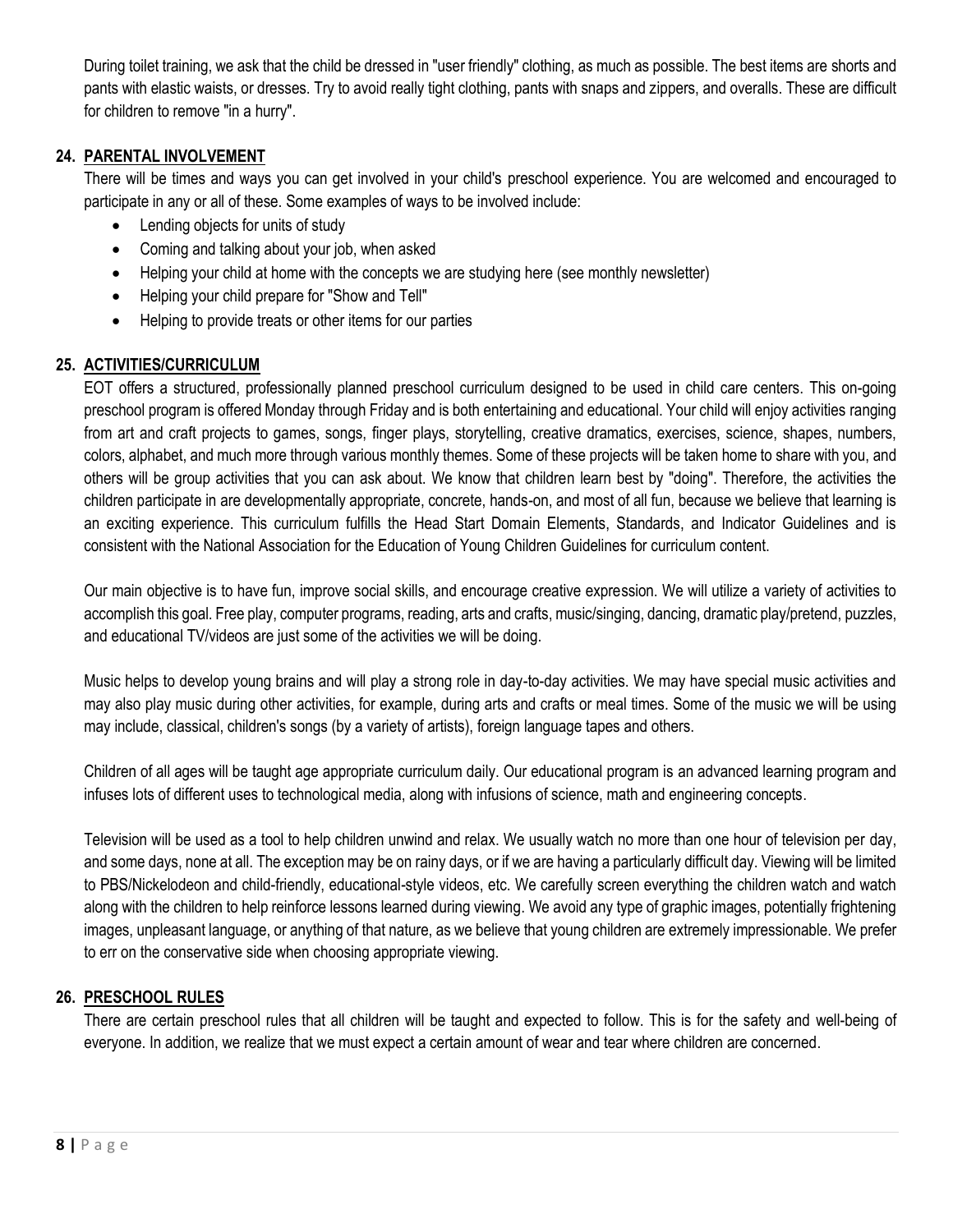During toilet training, we ask that the child be dressed in "user friendly" clothing, as much as possible. The best items are shorts and pants with elastic waists, or dresses. Try to avoid really tight clothing, pants with snaps and zippers, and overalls. These are difficult for children to remove "in a hurry".

## 24. PARENTAL INVOLVEMENT

There will be times and ways you can get involved in your child's preschool experience. You are welcomed and encouraged to participate in any or all of these. Some examples of ways to be involved include:

- Lending objects for units of study
- Coming and talking about your job, when asked
- Helping your child at home with the concepts we are studying here (see monthly newsletter)
- Helping your child prepare for "Show and Tell"
- Helping to provide treats or other items for our parties

## 25. ACTIVITIES/CURRICULUM

EOT offers a structured, professionally planned preschool curriculum designed to be used in child care centers. This on-going preschool program is offered Monday through Friday and is both entertaining and educational. Your child will enjoy activities ranging from art and craft projects to games, songs, finger plays, storytelling, creative dramatics, exercises, science, shapes, numbers, colors, alphabet, and much more through various monthly themes. Some of these projects will be taken home to share with you, and others will be group activities that you can ask about. We know that children learn best by "doing". Therefore, the activities the children participate in are developmentally appropriate, concrete, hands-on, and most of all fun, because we believe that learning is an exciting experience. This curriculum fulfills the Head Start Domain Elements, Standards, and Indicator Guidelines and is consistent with the National Association for the Education of Young Children Guidelines for curriculum content.

Our main objective is to have fun, improve social skills, and encourage creative expression. We will utilize a variety of activities to accomplish this goal. Free play, computer programs, reading, arts and crafts, music/singing, dancing, dramatic play/pretend, puzzles, and educational TV/videos are just some of the activities we will be doing.

Music helps to develop young brains and will play a strong role in day-to-day activities. We may have special music activities and may also play music during other activities, for example, during arts and crafts or meal times. Some of the music we will be using may include, classical, children's songs (by a variety of artists), foreign language tapes and others.

Children of all ages will be taught age appropriate curriculum daily. Our educational program is an advanced learning program and infuses lots of different uses to technological media, along with infusions of science, math and engineering concepts.

Television will be used as a tool to help children unwind and relax. We usually watch no more than one hour of television per day, and some days, none at all. The exception may be on rainy days, or if we are having a particularly difficult day. Viewing will be limited to PBS/Nickelodeon and child-friendly, educational-style videos, etc. We carefully screen everything the children watch and watch along with the children to help reinforce lessons learned during viewing. We avoid any type of graphic images, potentially frightening images, unpleasant language, or anything of that nature, as we believe that young children are extremely impressionable. We prefer to err on the conservative side when choosing appropriate viewing.

## 26. PRESCHOOL RULES

There are certain preschool rules that all children will be taught and expected to follow. This is for the safety and well-being of everyone. In addition, we realize that we must expect a certain amount of wear and tear where children are concerned.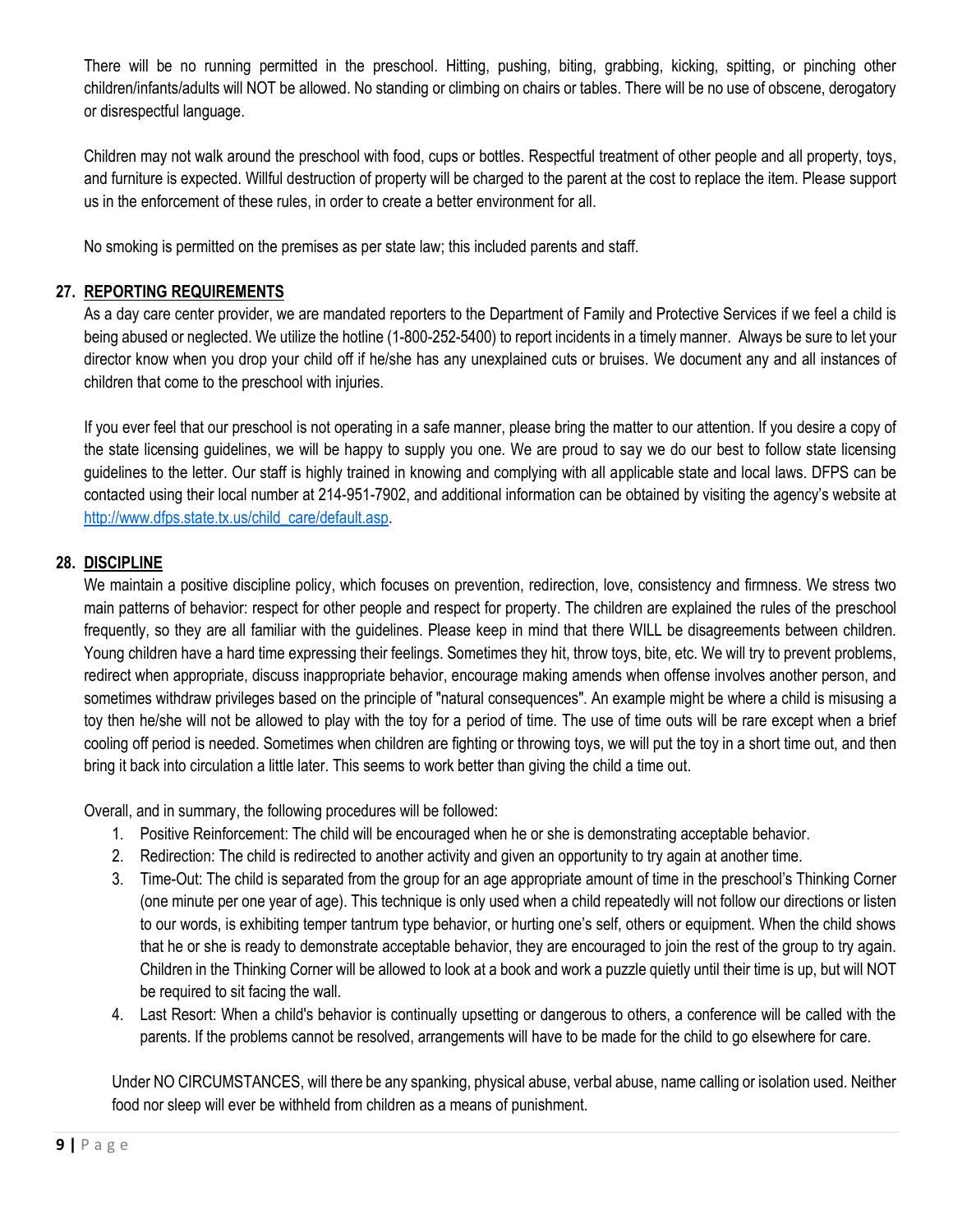There will be no running permitted in the preschool. Hitting, pushing, biting, grabbing, kicking, spitting, or pinching other children/infants/adults will NOT be allowed. No standing or climbing on chairs or tables. There will be no use of obscene, derogatory or disrespectful language.

Children may not walk around the preschool with food, cups or bottles. Respectful treatment of other people and all property, toys, and furniture is expected. Willful destruction of property will be charged to the parent at the cost to replace the item. Please support us in the enforcement of these rules, in order to create a better environment for all.

No smoking is permitted on the premises as per state law; this included parents and staff.

## 27. REPORTING REQUIREMENTS

As a day care center provider, we are mandated reporters to the Department of Family and Protective Services if we feel a child is being abused or neglected. We utilize the hotline (1-800-252-5400) to report incidents in a timely manner. Always be sure to let your director know when you drop your child off if he/she has any unexplained cuts or bruises. We document any and all instances of children that come to the preschool with injuries.

If you ever feel that our preschool is not operating in a safe manner, please bring the matter to our attention. If you desire a copy of the state licensing guidelines, we will be happy to supply you one. We are proud to say we do our best to follow state licensing guidelines to the letter. Our staff is highly trained in knowing and complying with all applicable state and local laws. DFPS can be contacted using their local number at 214-951-7902, and additional information can be obtained by visiting the agency's website at http://www.dfps.state.tx.us/child_care/default.asp.

## 28. DISCIPLINE

We maintain a positive discipline policy, which focuses on prevention, redirection, love, consistency and firmness. We stress two main patterns of behavior: respect for other people and respect for property. The children are explained the rules of the preschool frequently, so they are all familiar with the guidelines. Please keep in mind that there WILL be disagreements between children. Young children have a hard time expressing their feelings. Sometimes they hit, throw toys, bite, etc. We will try to prevent problems, redirect when appropriate, discuss inappropriate behavior, encourage making amends when offense involves another person, and sometimes withdraw privileges based on the principle of "natural consequences". An example might be where a child is misusing a toy then he/she will not be allowed to play with the toy for a period of time. The use of time outs will be rare except when a brief cooling off period is needed. Sometimes when children are fighting or throwing toys, we will put the toy in a short time out, and then bring it back into circulation a little later. This seems to work better than giving the child a time out.

Overall, and in summary, the following procedures will be followed:

1. Positive Reinforcement: The child will be encouraged when he or she is demonstrating acceptable behavior.
2. Redirection: The child is redirected to another activity and given an opportunity to try again at another time.
3. Time-Out: The child is separated from the group for an age appropriate amount of time in the preschool's Thinking Corner (one minute per one year of age). This technique is only used when a child repeatedly will not follow our directions or listen to our words, is exhibiting temper tantrum type behavior, or hurting one's self, others or equipment. When the child shows that he or she is ready to demonstrate acceptable behavior, they are encouraged to join the rest of the group to try again. Children in the Thinking Corner will be allowed to look at a book and work a puzzle quietly until their time is up, but will NOT be required to sit facing the wall.
4. Last Resort: When a child's behavior is continually upsetting or dangerous to others, a conference will be called with the parents. If the problems cannot be resolved, arrangements will have to be made for the child to go elsewhere for care.

Under NO CIRCUMSTANCES, will there be any spanking, physical abuse, verbal abuse, name calling or isolation used. Neither food nor sleep will ever be withheld from children as a means of punishment.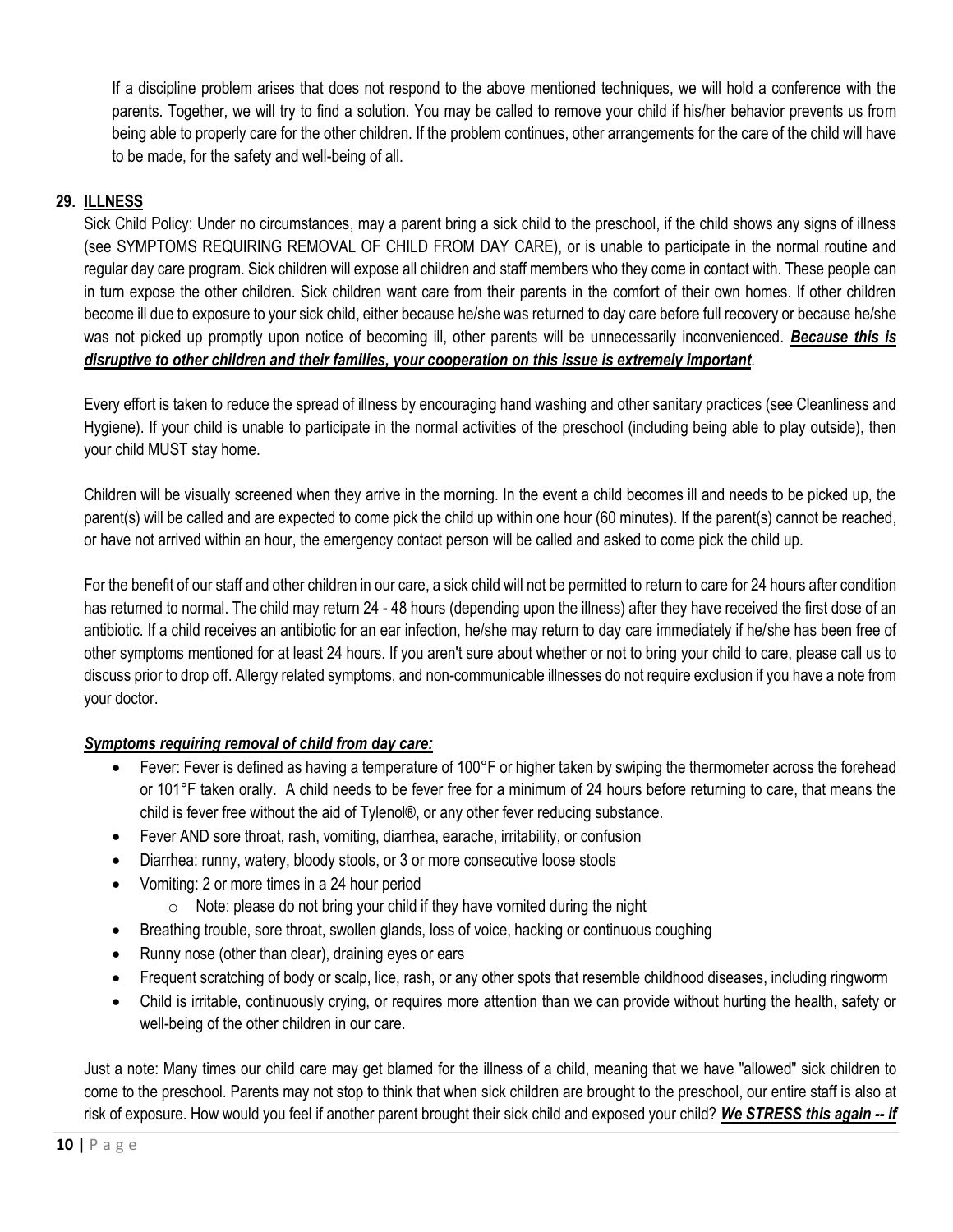If a discipline problem arises that does not respond to the above mentioned techniques, we will hold a conference with the parents. Together, we will try to find a solution. You may be called to remove your child if his/her behavior prevents us from being able to properly care for the other children. If the problem continues, other arrangements for the care of the child will have to be made, for the safety and well-being of all.

## 29. ILLNESS

Sick Child Policy: Under no circumstances, may a parent bring a sick child to the preschool, if the child shows any signs of illness (see SYMPTOMS REQUIRING REMOVAL OF CHILD FROM DAY CARE), or is unable to participate in the normal routine and regular day care program. Sick children will expose all children and staff members who they come in contact with. These people can in turn expose the other children. Sick children want care from their parents in the comfort of their own homes. If other children become ill due to exposure to your sick child, either because he/she was returned to day care before full recovery or because he/she was not picked up promptly upon notice of becoming ill, other parents will be unnecessarily inconvenienced. ***Because this is disruptive to other children and their families, your cooperation on this issue is extremely important***.

Every effort is taken to reduce the spread of illness by encouraging hand washing and other sanitary practices (see Cleanliness and Hygiene). If your child is unable to participate in the normal activities of the preschool (including being able to play outside), then your child MUST stay home.

Children will be visually screened when they arrive in the morning. In the event a child becomes ill and needs to be picked up, the parent(s) will be called and are expected to come pick the child up within one hour (60 minutes). If the parent(s) cannot be reached, or have not arrived within an hour, the emergency contact person will be called and asked to come pick the child up.

For the benefit of our staff and other children in our care, a sick child will not be permitted to return to care for 24 hours after condition has returned to normal. The child may return 24 - 48 hours (depending upon the illness) after they have received the first dose of an antibiotic. If a child receives an antibiotic for an ear infection, he/she may return to day care immediately if he/she has been free of other symptoms mentioned for at least 24 hours. If you aren't sure about whether or not to bring your child to care, please call us to discuss prior to drop off. Allergy related symptoms, and non-communicable illnesses do not require exclusion if you have a note from your doctor.

***Symptoms requiring removal of child from day care:***

- Fever: Fever is defined as having a temperature of 100°F or higher taken by swiping the thermometer across the forehead or 101°F taken orally. A child needs to be fever free for a minimum of 24 hours before returning to care, that means the child is fever free without the aid of Tylenol®, or any other fever reducing substance.
- Fever AND sore throat, rash, vomiting, diarrhea, earache, irritability, or confusion
- Diarrhea: runny, watery, bloody stools, or 3 or more consecutive loose stools
- Vomiting: 2 or more times in a 24 hour period
  - Note: please do not bring your child if they have vomited during the night
- Breathing trouble, sore throat, swollen glands, loss of voice, hacking or continuous coughing
- Runny nose (other than clear), draining eyes or ears
- Frequent scratching of body or scalp, lice, rash, or any other spots that resemble childhood diseases, including ringworm
- Child is irritable, continuously crying, or requires more attention than we can provide without hurting the health, safety or well-being of the other children in our care.

Just a note: Many times our child care may get blamed for the illness of a child, meaning that we have "allowed" sick children to come to the preschool. Parents may not stop to think that when sick children are brought to the preschool, our entire staff is also at risk of exposure. How would you feel if another parent brought their sick child and exposed your child? ***We STRESS this again -- if***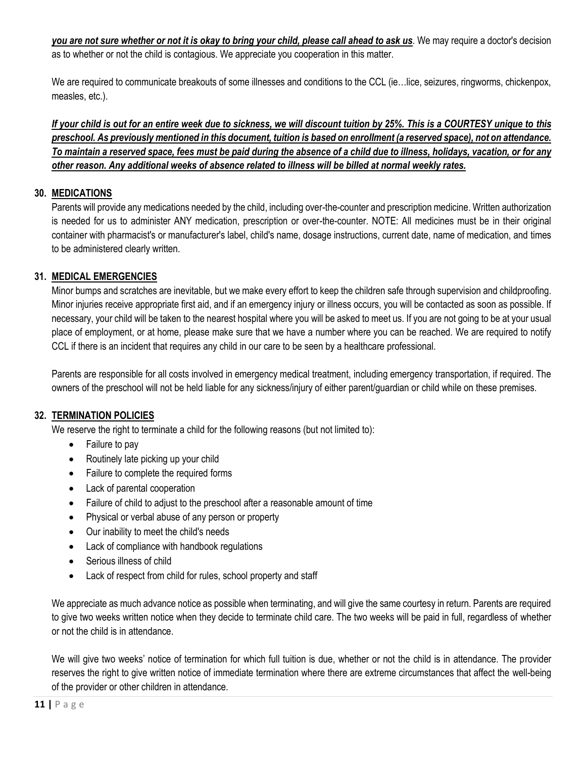***<u>you are not sure whether or not it is okay to bring your child, please call ahead to ask us</u>***. We may require a doctor's decision as to whether or not the child is contagious. We appreciate you cooperation in this matter.

We are required to communicate breakouts of some illnesses and conditions to the CCL (ie…lice, seizures, ringworms, chickenpox, measles, etc.).

***<u>If your child is out for an entire week due to sickness, we will discount tuition by 25%. This is a COURTESY unique to this preschool. As previously mentioned in this document, tuition is based on enrollment (a reserved space), not on attendance. To maintain a reserved space, fees must be paid during the absence of a child due to illness, holidays, vacation, or for any other reason. Any additional weeks of absence related to illness will be billed at normal weekly rates.</u>***

## 30. <u>MEDICATIONS</u>

Parents will provide any medications needed by the child, including over-the-counter and prescription medicine. Written authorization is needed for us to administer ANY medication, prescription or over-the-counter. NOTE: All medicines must be in their original container with pharmacist's or manufacturer's label, child's name, dosage instructions, current date, name of medication, and times to be administered clearly written.

## 31. <u>MEDICAL EMERGENCIES</u>

Minor bumps and scratches are inevitable, but we make every effort to keep the children safe through supervision and childproofing. Minor injuries receive appropriate first aid, and if an emergency injury or illness occurs, you will be contacted as soon as possible. If necessary, your child will be taken to the nearest hospital where you will be asked to meet us. If you are not going to be at your usual place of employment, or at home, please make sure that we have a number where you can be reached. We are required to notify CCL if there is an incident that requires any child in our care to be seen by a healthcare professional.

Parents are responsible for all costs involved in emergency medical treatment, including emergency transportation, if required. The owners of the preschool will not be held liable for any sickness/injury of either parent/guardian or child while on these premises.

## 32. <u>TERMINATION POLICIES</u>

We reserve the right to terminate a child for the following reasons (but not limited to):

- Failure to pay
- Routinely late picking up your child
- Failure to complete the required forms
- Lack of parental cooperation
- Failure of child to adjust to the preschool after a reasonable amount of time
- Physical or verbal abuse of any person or property
- Our inability to meet the child's needs
- Lack of compliance with handbook regulations
- Serious illness of child
- Lack of respect from child for rules, school property and staff

We appreciate as much advance notice as possible when terminating, and will give the same courtesy in return. Parents are required to give two weeks written notice when they decide to terminate child care. The two weeks will be paid in full, regardless of whether or not the child is in attendance.

We will give two weeks' notice of termination for which full tuition is due, whether or not the child is in attendance. The provider reserves the right to give written notice of immediate termination where there are extreme circumstances that affect the well-being of the provider or other children in attendance.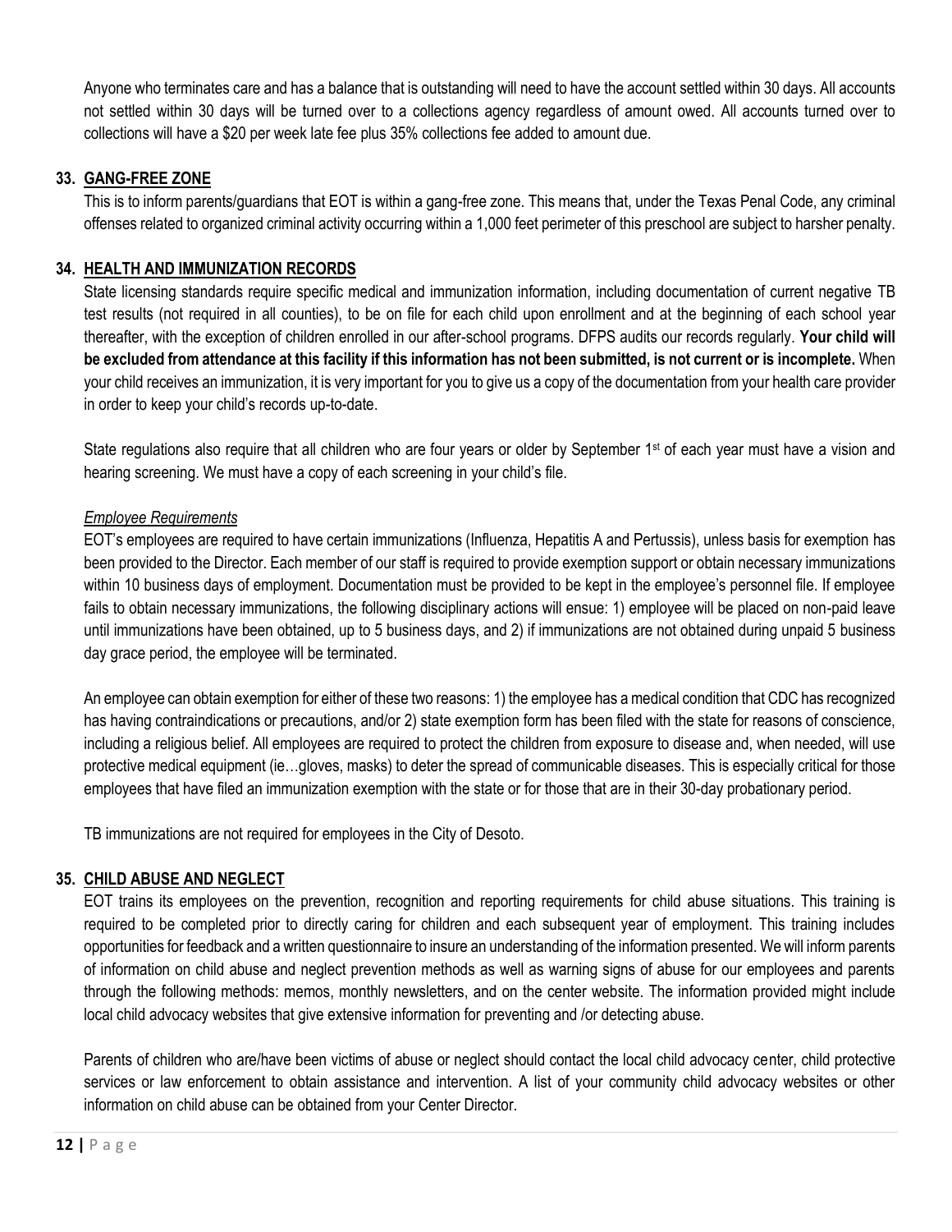Anyone who terminates care and has a balance that is outstanding will need to have the account settled within 30 days. All accounts not settled within 30 days will be turned over to a collections agency regardless of amount owed. All accounts turned over to collections will have a $20 per week late fee plus 35% collections fee added to amount due.

## 33. GANG-FREE ZONE

This is to inform parents/guardians that EOT is within a gang-free zone. This means that, under the Texas Penal Code, any criminal offenses related to organized criminal activity occurring within a 1,000 feet perimeter of this preschool are subject to harsher penalty.

## 34. HEALTH AND IMMUNIZATION RECORDS

State licensing standards require specific medical and immunization information, including documentation of current negative TB test results (not required in all counties), to be on file for each child upon enrollment and at the beginning of each school year thereafter, with the exception of children enrolled in our after-school programs. DFPS audits our records regularly. **Your child will be excluded from attendance at this facility if this information has not been submitted, is not current or is incomplete.** When your child receives an immunization, it is very important for you to give us a copy of the documentation from your health care provider in order to keep your child's records up-to-date.

State regulations also require that all children who are four years or older by September 1st of each year must have a vision and hearing screening. We must have a copy of each screening in your child's file.

*Employee Requirements*

EOT's employees are required to have certain immunizations (Influenza, Hepatitis A and Pertussis), unless basis for exemption has been provided to the Director. Each member of our staff is required to provide exemption support or obtain necessary immunizations within 10 business days of employment. Documentation must be provided to be kept in the employee's personnel file. If employee fails to obtain necessary immunizations, the following disciplinary actions will ensue: 1) employee will be placed on non-paid leave until immunizations have been obtained, up to 5 business days, and 2) if immunizations are not obtained during unpaid 5 business day grace period, the employee will be terminated.

An employee can obtain exemption for either of these two reasons: 1) the employee has a medical condition that CDC has recognized has having contraindications or precautions, and/or 2) state exemption form has been filed with the state for reasons of conscience, including a religious belief. All employees are required to protect the children from exposure to disease and, when needed, will use protective medical equipment (ie…gloves, masks) to deter the spread of communicable diseases. This is especially critical for those employees that have filed an immunization exemption with the state or for those that are in their 30-day probationary period.

TB immunizations are not required for employees in the City of Desoto.

## 35. CHILD ABUSE AND NEGLECT

EOT trains its employees on the prevention, recognition and reporting requirements for child abuse situations. This training is required to be completed prior to directly caring for children and each subsequent year of employment. This training includes opportunities for feedback and a written questionnaire to insure an understanding of the information presented. We will inform parents of information on child abuse and neglect prevention methods as well as warning signs of abuse for our employees and parents through the following methods: memos, monthly newsletters, and on the center website. The information provided might include local child advocacy websites that give extensive information for preventing and /or detecting abuse.

Parents of children who are/have been victims of abuse or neglect should contact the local child advocacy center, child protective services or law enforcement to obtain assistance and intervention. A list of your community child advocacy websites or other information on child abuse can be obtained from your Center Director.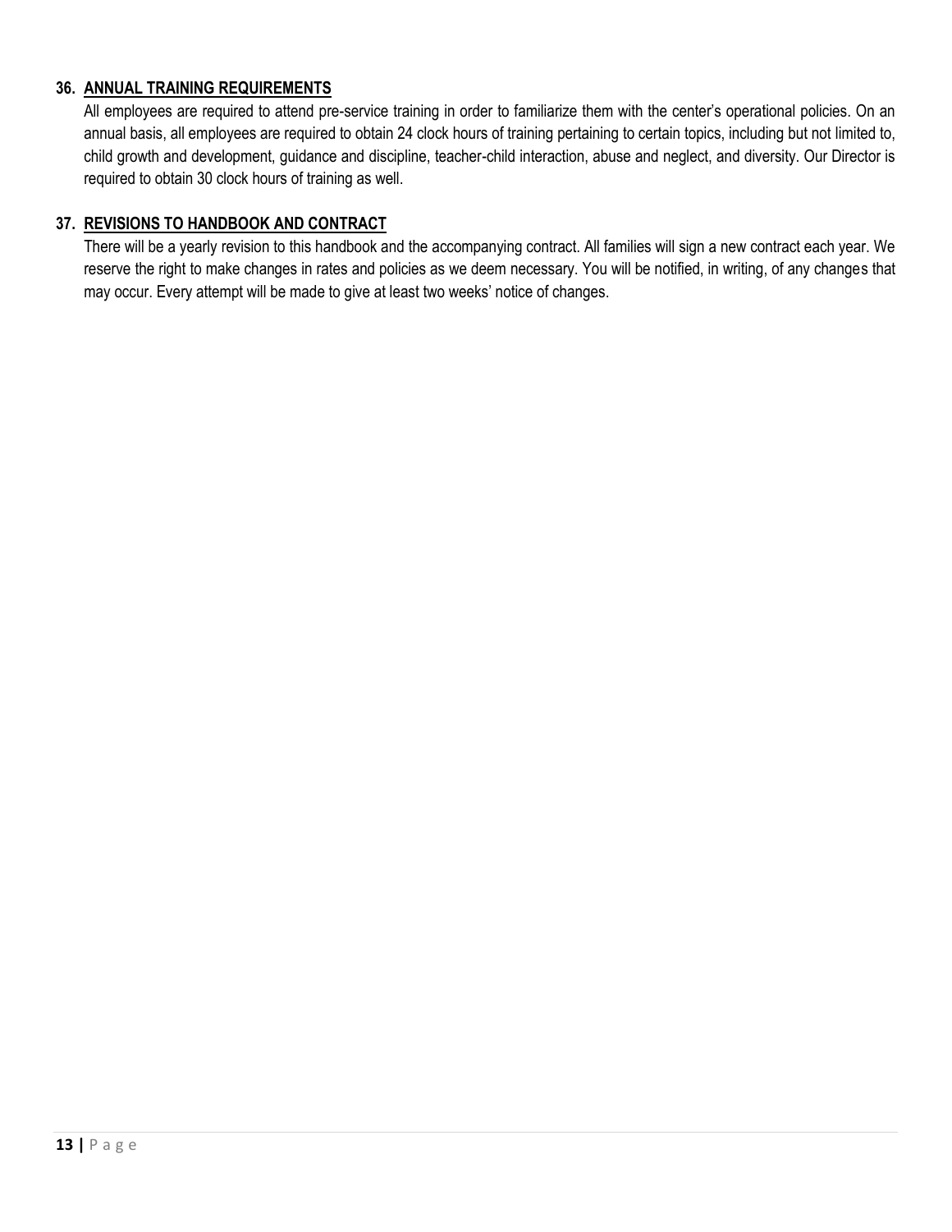### 36. **ANNUAL TRAINING REQUIREMENTS**

All employees are required to attend pre-service training in order to familiarize them with the center's operational policies. On an annual basis, all employees are required to obtain 24 clock hours of training pertaining to certain topics, including but not limited to, child growth and development, guidance and discipline, teacher-child interaction, abuse and neglect, and diversity. Our Director is required to obtain 30 clock hours of training as well.

### 37. **REVISIONS TO HANDBOOK AND CONTRACT**

There will be a yearly revision to this handbook and the accompanying contract. All families will sign a new contract each year. We reserve the right to make changes in rates and policies as we deem necessary. You will be notified, in writing, of any changes that may occur. Every attempt will be made to give at least two weeks' notice of changes.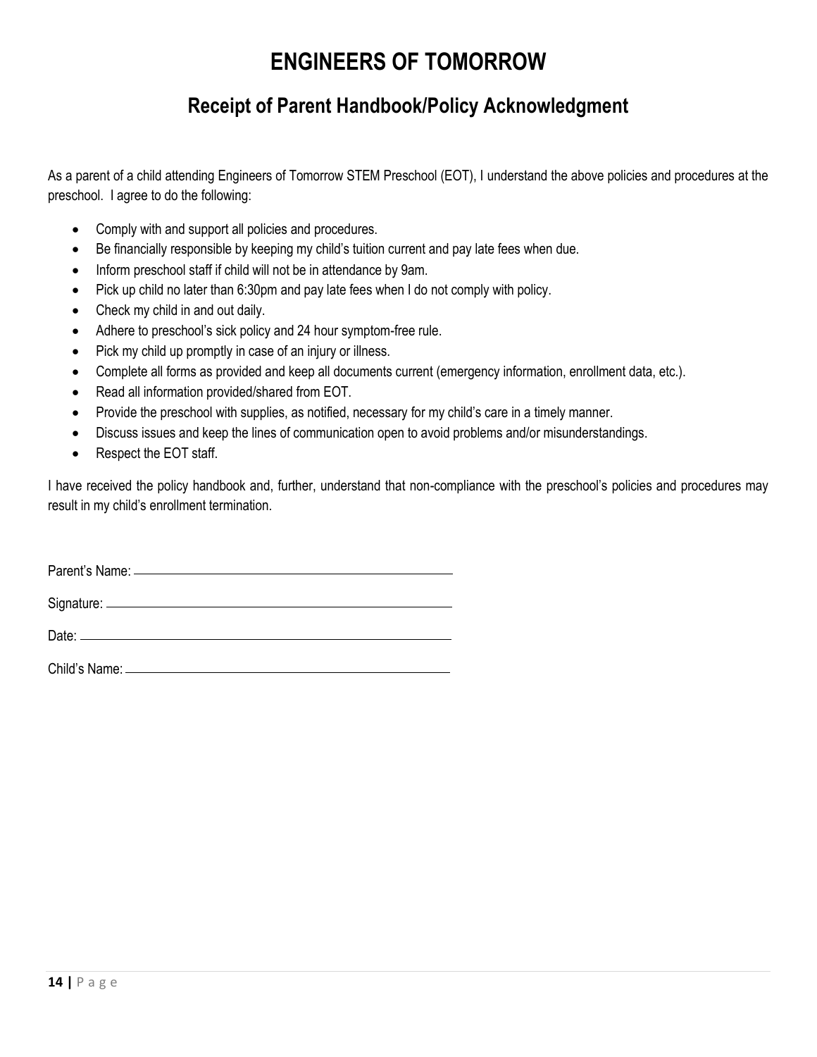# ENGINEERS OF TOMORROW

## Receipt of Parent Handbook/Policy Acknowledgment

As a parent of a child attending Engineers of Tomorrow STEM Preschool (EOT), I understand the above policies and procedures at the preschool. I agree to do the following:

- Comply with and support all policies and procedures.
- Be financially responsible by keeping my child's tuition current and pay late fees when due.
- Inform preschool staff if child will not be in attendance by 9am.
- Pick up child no later than 6:30pm and pay late fees when I do not comply with policy.
- Check my child in and out daily.
- Adhere to preschool's sick policy and 24 hour symptom-free rule.
- Pick my child up promptly in case of an injury or illness.
- Complete all forms as provided and keep all documents current (emergency information, enrollment data, etc.).
- Read all information provided/shared from EOT.
- Provide the preschool with supplies, as notified, necessary for my child's care in a timely manner.
- Discuss issues and keep the lines of communication open to avoid problems and/or misunderstandings.
- Respect the EOT staff.

I have received the policy handbook and, further, understand that non-compliance with the preschool's policies and procedures may result in my child's enrollment termination.

Parent's Name: ______________________________________________

Signature: ______________________________________________

Date: ______________________________________________

Child's Name: ______________________________________________